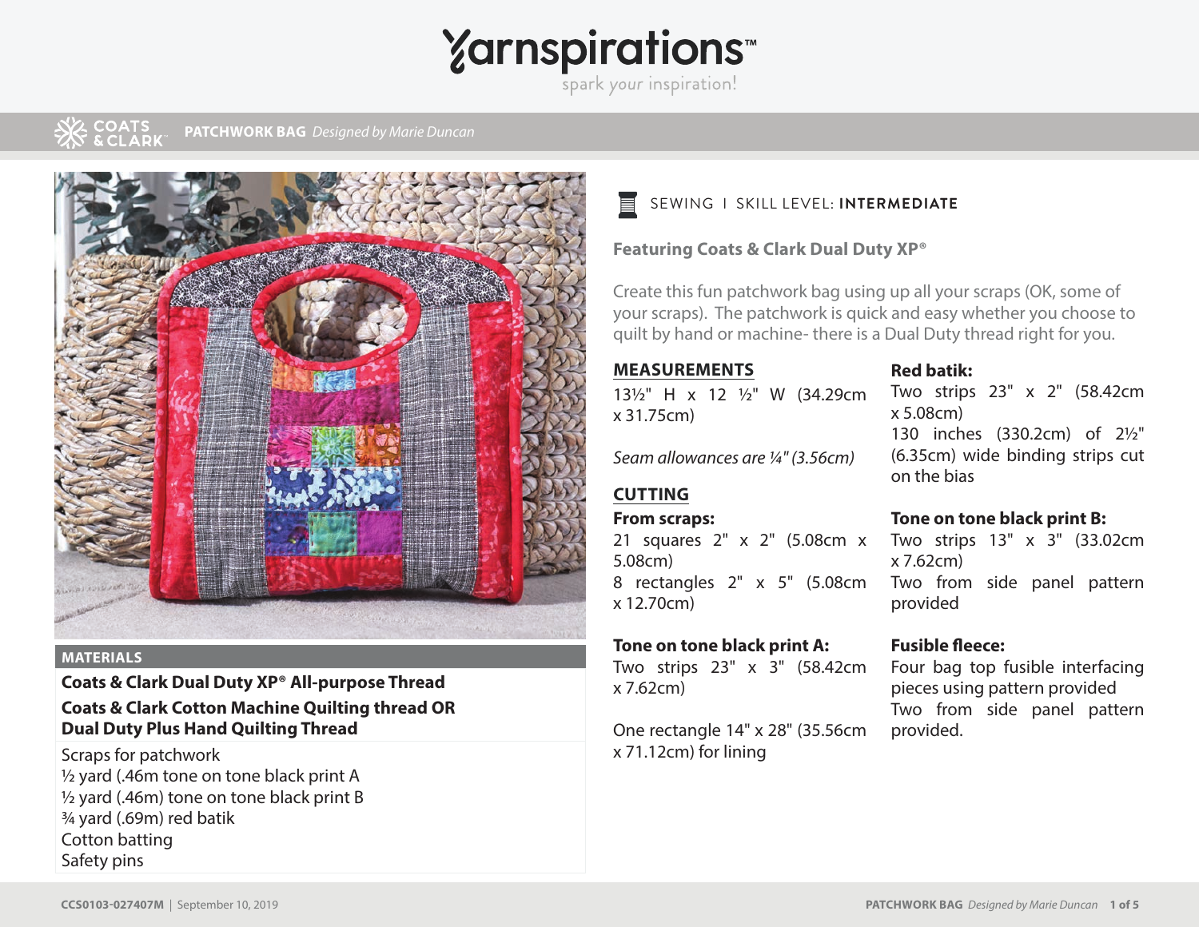# Yarnspirations

spark your inspiration!

COATS & CLARK

**PATCHWORK BAG** *Designed by Marie Duncan*

SEWING | SKILL LEVEL: **INTERMEDIATE**

**Featuring Coats & Clark Dual Duty XP®**

Create this fun patchwork bag using up all your scraps (OK, some of your scraps). The patchwork is quick and easy whether you choose to quilt by hand or machine- there is a Dual Duty thread right for you.

## MATERIALS

**Coats & Clark Dual Duty XP® All-purpose Thread**

**Coats & Clark Cotton Machine Quilting thread OR Dual Duty Plus Hand Quilting Thread**

Scraps for patchwork
½ yard (.46m tone on tone black print A
½ yard (.46m) tone on tone black print B
¾ yard (.69m) red batik
Cotton batting
Safety pins

## MEASUREMENTS

13½" H x 12 ½" W (34.29cm x 31.75cm)

*Seam allowances are ¼" (3.56cm)*

## CUTTING

**From scraps:**
21 squares 2" x 2" (5.08cm x 5.08cm)
8 rectangles 2" x 5" (5.08cm x 12.70cm)

**Tone on tone black print A:**
Two strips 23" x 3" (58.42cm x 7.62cm)

One rectangle 14" x 28" (35.56cm x 71.12cm) for lining

**Red batik:**
Two strips 23" x 2" (58.42cm x 5.08cm)
130 inches (330.2cm) of 2½" (6.35cm) wide binding strips cut on the bias

**Tone on tone black print B:**
Two strips 13" x 3" (33.02cm x 7.62cm)
Two from side panel pattern provided

**Fusible fleece:**
Four bag top fusible interfacing pieces using pattern provided
Two from side panel pattern provided.

CCS0103-027407M | September 10, 2019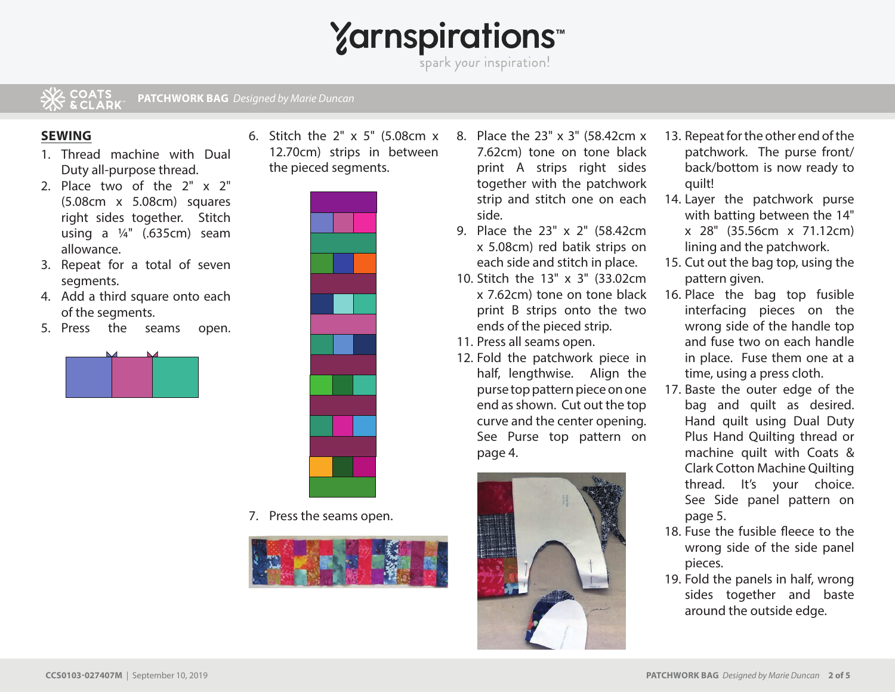## SEWING

1. Thread machine with Dual Duty all-purpose thread.
2. Place two of the 2" x 2" (5.08cm x 5.08cm) squares right sides together. Stitch using a ¼" (.635cm) seam allowance.
3. Repeat for a total of seven segments.
4. Add a third square onto each of the segments.
5. Press the seams open.
6. Stitch the 2" x 5" (5.08cm x 12.70cm) strips in between the pieced segments.
7. Press the seams open.
8. Place the 23" x 3" (58.42cm x 7.62cm) tone on tone black print A strips right sides together with the patchwork strip and stitch one on each side.
9. Place the 23" x 2" (58.42cm x 5.08cm) red batik strips on each side and stitch in place.
10. Stitch the 13" x 3" (33.02cm x 7.62cm) tone on tone black print B strips onto the two ends of the pieced strip.
11. Press all seams open.
12. Fold the patchwork piece in half, lengthwise. Align the purse top pattern piece on one end as shown. Cut out the top curve and the center opening. See Purse top pattern on page 4.
13. Repeat for the other end of the patchwork. The purse front/back/bottom is now ready to quilt!
14. Layer the patchwork purse with batting between the 14" x 28" (35.56cm x 71.12cm) lining and the patchwork.
15. Cut out the bag top, using the pattern given.
16. Place the bag top fusible interfacing pieces on the wrong side of the handle top and fuse two on each handle in place. Fuse them one at a time, using a press cloth.
17. Baste the outer edge of the bag and quilt as desired. Hand quilt using Dual Duty Plus Hand Quilting thread or machine quilt with Coats & Clark Cotton Machine Quilting thread. It's your choice. See Side panel pattern on page 5.
18. Fuse the fusible fleece to the wrong side of the side panel pieces.
19. Fold the panels in half, wrong sides together and baste around the outside edge.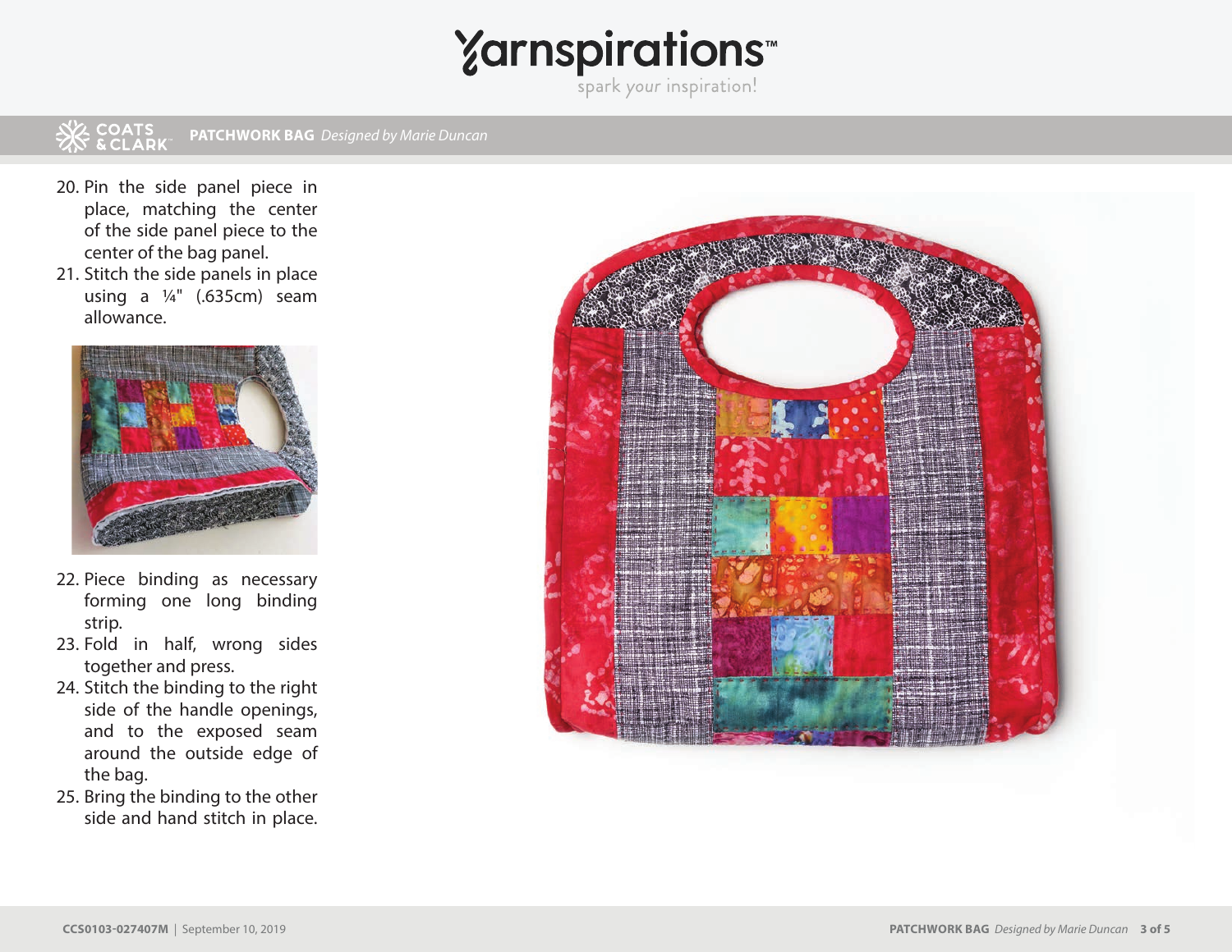20. Pin the side panel piece in place, matching the center of the side panel piece to the center of the bag panel.
21. Stitch the side panels in place using a ¼" (.635cm) seam allowance.
22. Piece binding as necessary forming one long binding strip.
23. Fold in half, wrong sides together and press.
24. Stitch the binding to the right side of the handle openings, and to the exposed seam around the outside edge of the bag.
25. Bring the binding to the other side and hand stitch in place.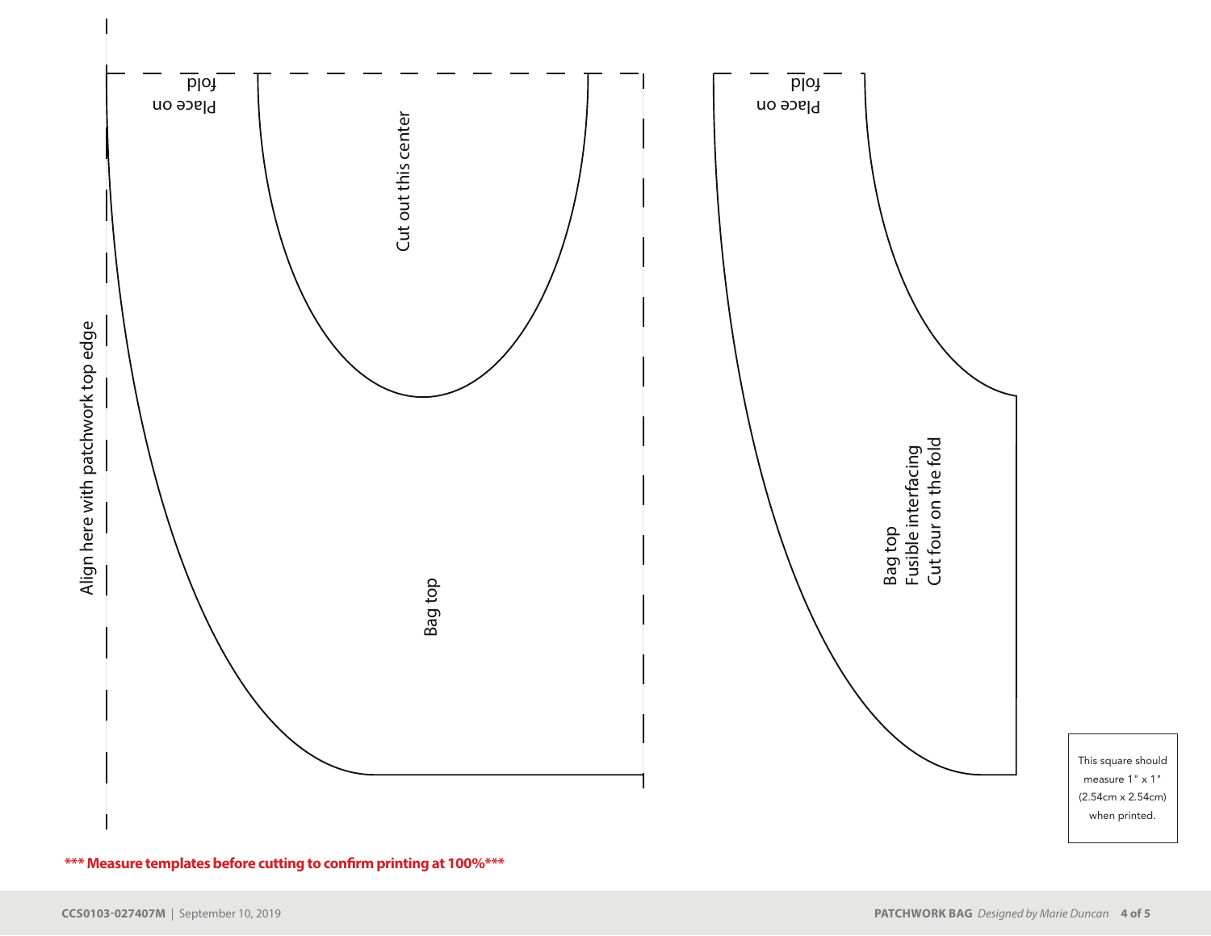Place on fold

Cut out this center

Align here with patchwork top edge

Bag top

Place on fold

Bag top
Fusible interfacing
Cut four on the fold

This square should measure 1" x 1" (2.54cm x 2.54cm) when printed.

**\*\*\* Measure templates before cutting to confirm printing at 100%\*\*\***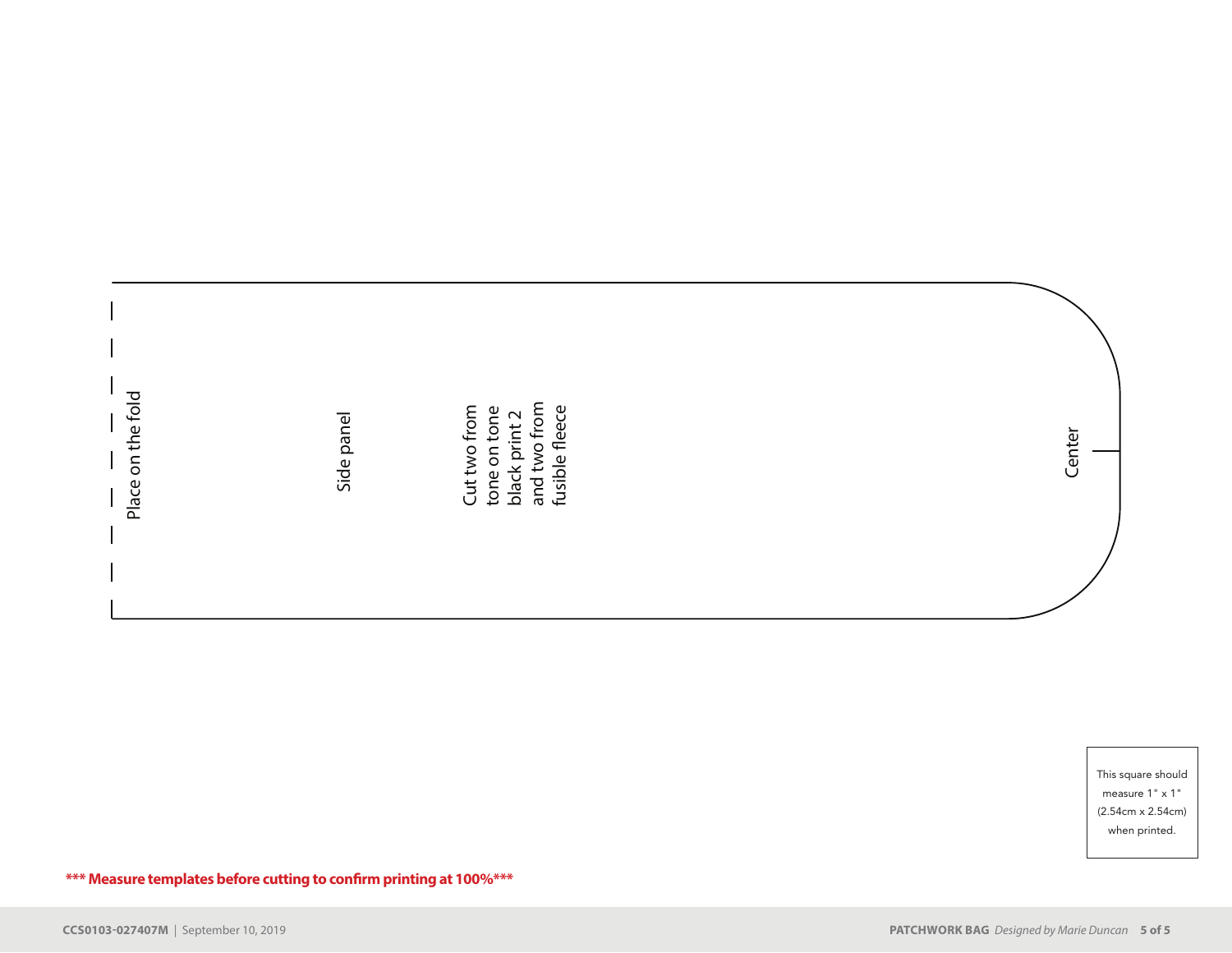Place on the fold

Side panel

Cut two from tone on tone black print 2 and two from fusible fleece

Center

This square should measure 1" x 1" (2.54cm x 2.54cm) when printed.

**\*\*\* Measure templates before cutting to confirm printing at 100%\*\*\***

CCS0103-027407M | September 10, 2019

**PATCHWORK BAG** *Designed by Marie Duncan*